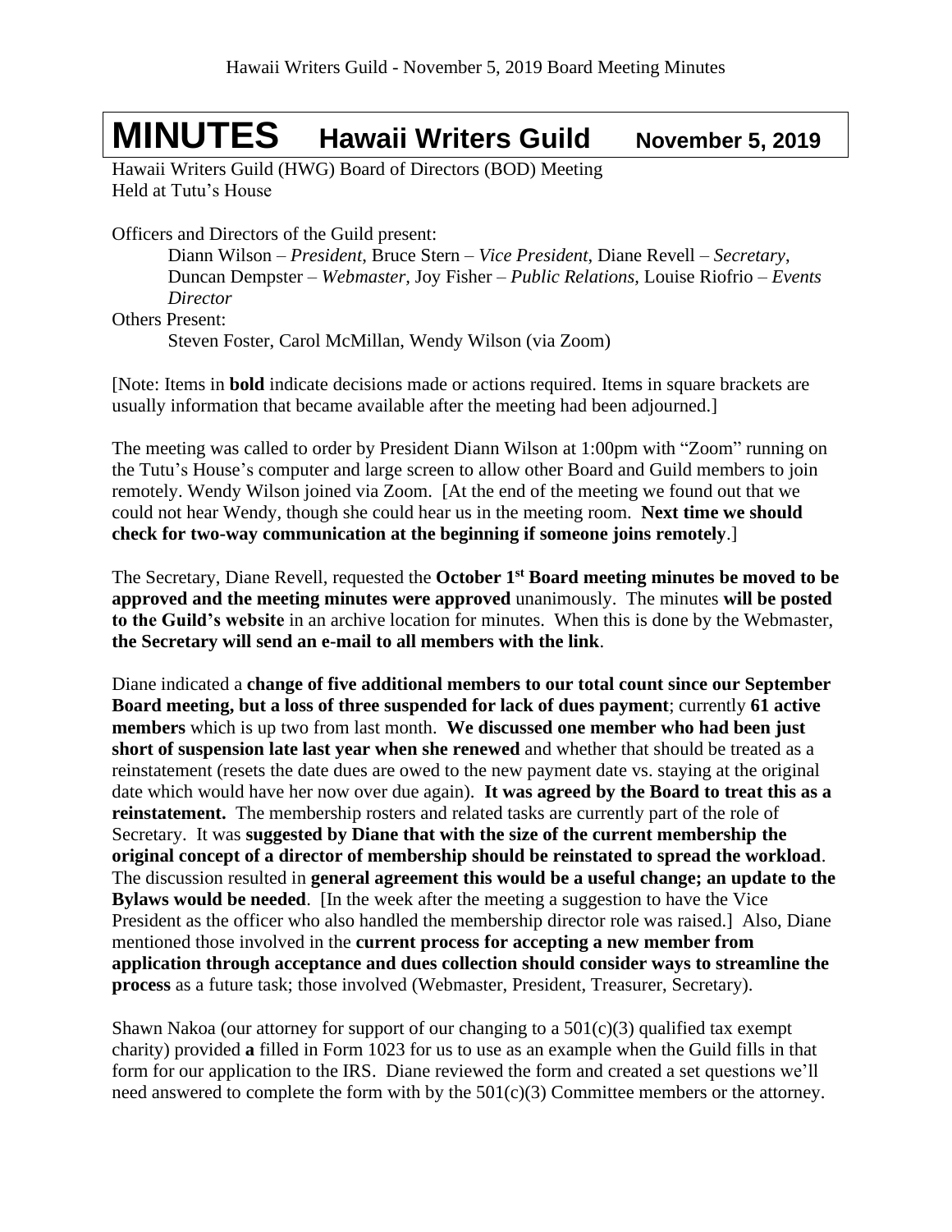# MINUTES Hawaii Writers Guild November 5, 2019

Hawaii Writers Guild (HWG) Board of Directors (BOD) Meeting
Held at Tutu's House

Officers and Directors of the Guild present:

Diann Wilson – *President*, Bruce Stern – *Vice President*, Diane Revell – *Secretary*, Duncan Dempster – *Webmaster,* Joy Fisher – *Public Relations,* Louise Riofrio – *Events Director*

Others Present:

Steven Foster, Carol McMillan, Wendy Wilson (via Zoom)

[Note: Items in **bold** indicate decisions made or actions required. Items in square brackets are usually information that became available after the meeting had been adjourned.]

The meeting was called to order by President Diann Wilson at 1:00pm with "Zoom" running on the Tutu's House's computer and large screen to allow other Board and Guild members to join remotely. Wendy Wilson joined via Zoom. [At the end of the meeting we found out that we could not hear Wendy, though she could hear us in the meeting room. **Next time we should check for two-way communication at the beginning if someone joins remotely**.]

The Secretary, Diane Revell, requested the **October 1st Board meeting minutes be moved to be approved and the meeting minutes were approved** unanimously. The minutes **will be posted to the Guild's website** in an archive location for minutes. When this is done by the Webmaster, **the Secretary will send an e-mail to all members with the link**.

Diane indicated a **change of five additional members to our total count since our September Board meeting, but a loss of three suspended for lack of dues payment**; currently **61 active members** which is up two from last month. **We discussed one member who had been just short of suspension late last year when she renewed** and whether that should be treated as a reinstatement (resets the date dues are owed to the new payment date vs. staying at the original date which would have her now over due again). **It was agreed by the Board to treat this as a reinstatement.** The membership rosters and related tasks are currently part of the role of Secretary. It was **suggested by Diane that with the size of the current membership the original concept of a director of membership should be reinstated to spread the workload**. The discussion resulted in **general agreement this would be a useful change; an update to the Bylaws would be needed**. [In the week after the meeting a suggestion to have the Vice President as the officer who also handled the membership director role was raised.] Also, Diane mentioned those involved in the **current process for accepting a new member from application through acceptance and dues collection should consider ways to streamline the process** as a future task; those involved (Webmaster, President, Treasurer, Secretary).

Shawn Nakoa (our attorney for support of our changing to a 501(c)(3) qualified tax exempt charity) provided **a** filled in Form 1023 for us to use as an example when the Guild fills in that form for our application to the IRS. Diane reviewed the form and created a set questions we'll need answered to complete the form with by the 501(c)(3) Committee members or the attorney.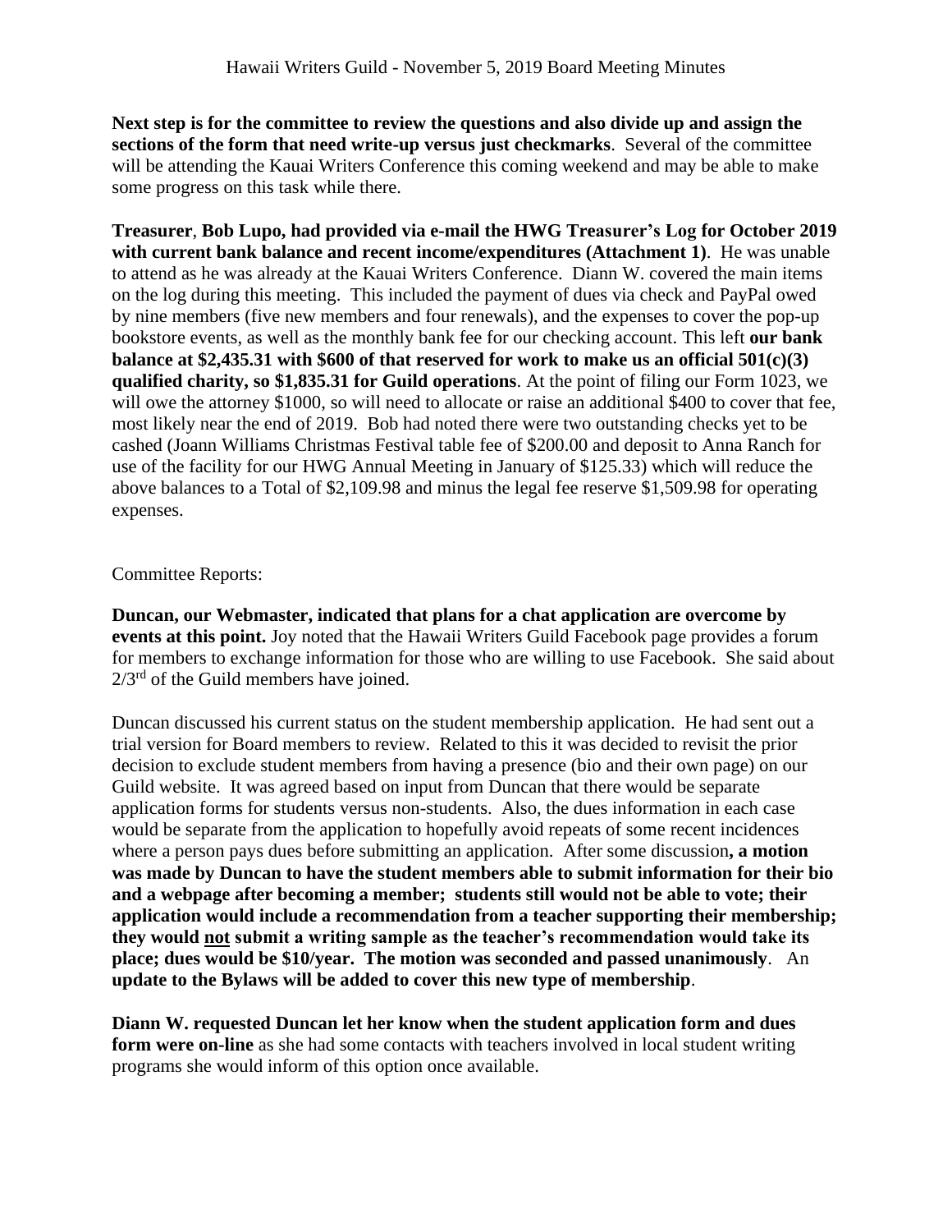**Next step is for the committee to review the questions and also divide up and assign the sections of the form that need write-up versus just checkmarks**. Several of the committee will be attending the Kauai Writers Conference this coming weekend and may be able to make some progress on this task while there.

**Treasurer**, **Bob Lupo, had provided via e-mail the HWG Treasurer's Log for October 2019 with current bank balance and recent income/expenditures (Attachment 1)**. He was unable to attend as he was already at the Kauai Writers Conference. Diann W. covered the main items on the log during this meeting. This included the payment of dues via check and PayPal owed by nine members (five new members and four renewals), and the expenses to cover the pop-up bookstore events, as well as the monthly bank fee for our checking account. This left **our bank balance at $2,435.31 with $600 of that reserved for work to make us an official 501(c)(3) qualified charity, so $1,835.31 for Guild operations**. At the point of filing our Form 1023, we will owe the attorney $1000, so will need to allocate or raise an additional $400 to cover that fee, most likely near the end of 2019. Bob had noted there were two outstanding checks yet to be cashed (Joann Williams Christmas Festival table fee of $200.00 and deposit to Anna Ranch for use of the facility for our HWG Annual Meeting in January of $125.33) which will reduce the above balances to a Total of $2,109.98 and minus the legal fee reserve $1,509.98 for operating expenses.

Committee Reports:

**Duncan, our Webmaster, indicated that plans for a chat application are overcome by events at this point.** Joy noted that the Hawaii Writers Guild Facebook page provides a forum for members to exchange information for those who are willing to use Facebook. She said about 2/3rd of the Guild members have joined.

Duncan discussed his current status on the student membership application. He had sent out a trial version for Board members to review. Related to this it was decided to revisit the prior decision to exclude student members from having a presence (bio and their own page) on our Guild website. It was agreed based on input from Duncan that there would be separate application forms for students versus non-students. Also, the dues information in each case would be separate from the application to hopefully avoid repeats of some recent incidences where a person pays dues before submitting an application. After some discussion**, a motion was made by Duncan to have the student members able to submit information for their bio and a webpage after becoming a member; students still would not be able to vote; their application would include a recommendation from a teacher supporting their membership; they would <u>not</u> submit a writing sample as the teacher's recommendation would take its place; dues would be $10/year. The motion was seconded and passed unanimously**. An **update to the Bylaws will be added to cover this new type of membership**.

**Diann W. requested Duncan let her know when the student application form and dues form were on-line** as she had some contacts with teachers involved in local student writing programs she would inform of this option once available.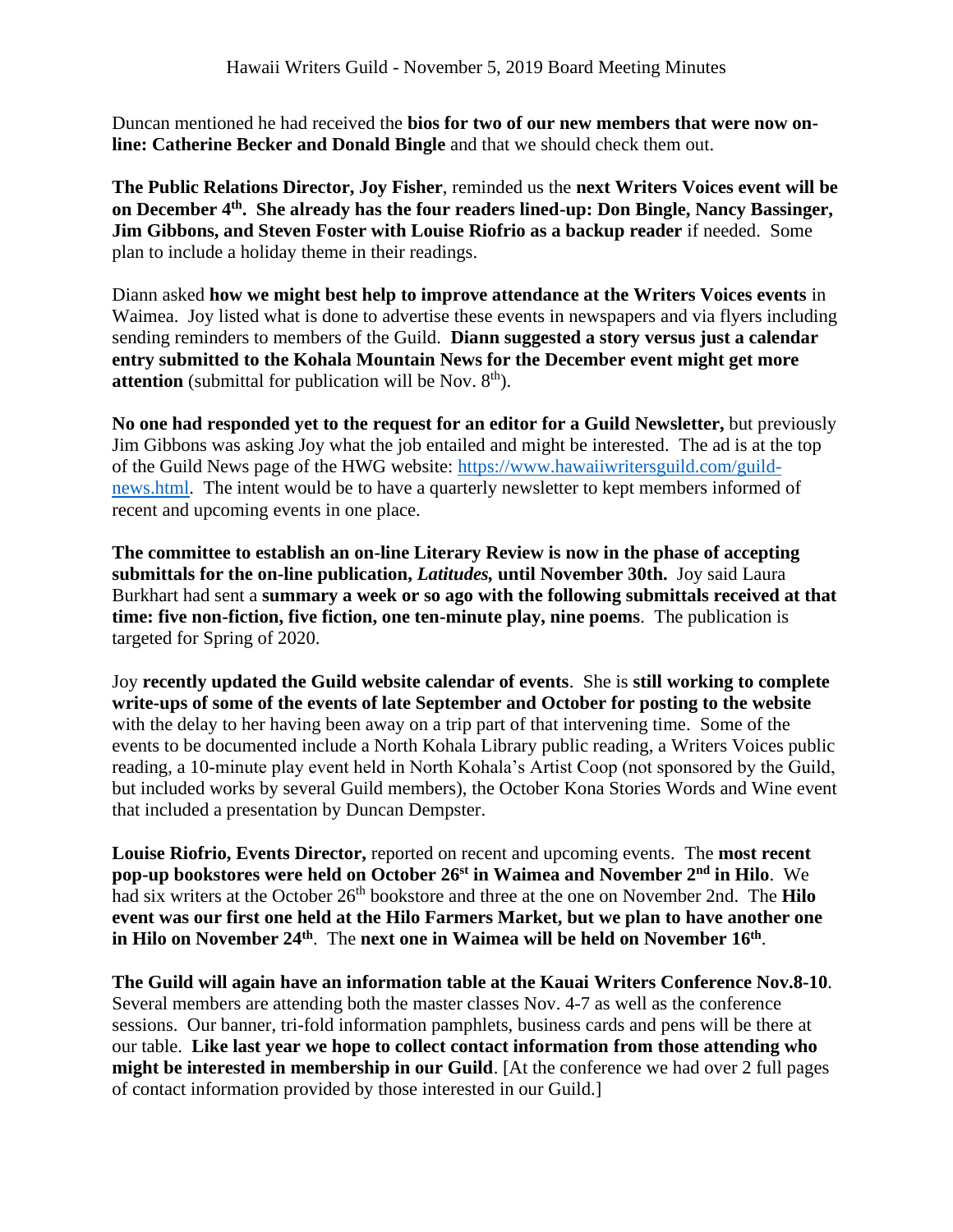Duncan mentioned he had received the **bios for two of our new members that were now on-line: Catherine Becker and Donald Bingle** and that we should check them out.

**The Public Relations Director, Joy Fisher**, reminded us the **next Writers Voices event will be on December 4th. She already has the four readers lined-up: Don Bingle, Nancy Bassinger, Jim Gibbons, and Steven Foster with Louise Riofrio as a backup reader** if needed. Some plan to include a holiday theme in their readings.

Diann asked **how we might best help to improve attendance at the Writers Voices events** in Waimea. Joy listed what is done to advertise these events in newspapers and via flyers including sending reminders to members of the Guild. **Diann suggested a story versus just a calendar entry submitted to the Kohala Mountain News for the December event might get more attention** (submittal for publication will be Nov. 8th).

**No one had responded yet to the request for an editor for a Guild Newsletter,** but previously Jim Gibbons was asking Joy what the job entailed and might be interested. The ad is at the top of the Guild News page of the HWG website: https://www.hawaiiwritersguild.com/guild-news.html. The intent would be to have a quarterly newsletter to kept members informed of recent and upcoming events in one place.

**The committee to establish an on-line Literary Review is now in the phase of accepting submittals for the on-line publication, *Latitudes,* until November 30th.** Joy said Laura Burkhart had sent a **summary a week or so ago with the following submittals received at that time: five non-fiction, five fiction, one ten-minute play, nine poems**. The publication is targeted for Spring of 2020.

Joy **recently updated the Guild website calendar of events**. She is **still working to complete write-ups of some of the events of late September and October for posting to the website** with the delay to her having been away on a trip part of that intervening time. Some of the events to be documented include a North Kohala Library public reading, a Writers Voices public reading, a 10-minute play event held in North Kohala's Artist Coop (not sponsored by the Guild, but included works by several Guild members), the October Kona Stories Words and Wine event that included a presentation by Duncan Dempster.

**Louise Riofrio, Events Director,** reported on recent and upcoming events. The **most recent pop-up bookstores were held on October 26st in Waimea and November 2nd in Hilo**. We had six writers at the October 26th bookstore and three at the one on November 2nd. The **Hilo event was our first one held at the Hilo Farmers Market, but we plan to have another one in Hilo on November 24th**. The **next one in Waimea will be held on November 16th**.

**The Guild will again have an information table at the Kauai Writers Conference Nov.8-10**. Several members are attending both the master classes Nov. 4-7 as well as the conference sessions. Our banner, tri-fold information pamphlets, business cards and pens will be there at our table. **Like last year we hope to collect contact information from those attending who might be interested in membership in our Guild**. [At the conference we had over 2 full pages of contact information provided by those interested in our Guild.]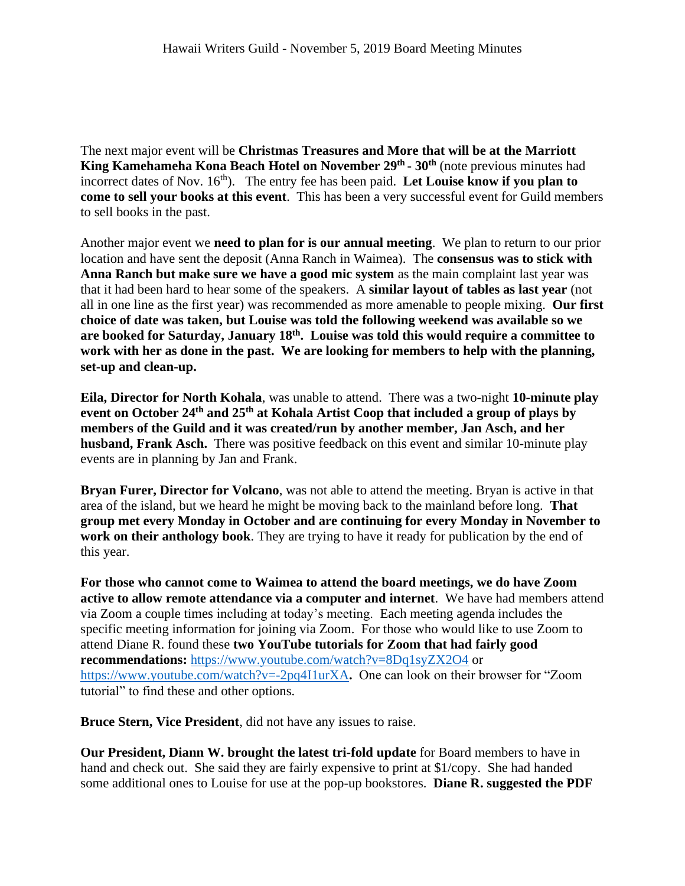The next major event will be **Christmas Treasures and More that will be at the Marriott King Kamehameha Kona Beach Hotel on November 29th - 30th** (note previous minutes had incorrect dates of Nov. 16th). The entry fee has been paid. **Let Louise know if you plan to come to sell your books at this event**. This has been a very successful event for Guild members to sell books in the past.

Another major event we **need to plan for is our annual meeting**. We plan to return to our prior location and have sent the deposit (Anna Ranch in Waimea). The **consensus was to stick with Anna Ranch but make sure we have a good mic system** as the main complaint last year was that it had been hard to hear some of the speakers. A **similar layout of tables as last year** (not all in one line as the first year) was recommended as more amenable to people mixing. **Our first choice of date was taken, but Louise was told the following weekend was available so we are booked for Saturday, January 18th. Louise was told this would require a committee to work with her as done in the past. We are looking for members to help with the planning, set-up and clean-up.**

**Eila, Director for North Kohala**, was unable to attend. There was a two-night **10-minute play event on October 24th and 25th at Kohala Artist Coop that included a group of plays by members of the Guild and it was created/run by another member, Jan Asch, and her husband, Frank Asch.** There was positive feedback on this event and similar 10-minute play events are in planning by Jan and Frank.

**Bryan Furer, Director for Volcano**, was not able to attend the meeting. Bryan is active in that area of the island, but we heard he might be moving back to the mainland before long. **That group met every Monday in October and are continuing for every Monday in November to work on their anthology book**. They are trying to have it ready for publication by the end of this year.

**For those who cannot come to Waimea to attend the board meetings, we do have Zoom active to allow remote attendance via a computer and internet**. We have had members attend via Zoom a couple times including at today's meeting. Each meeting agenda includes the specific meeting information for joining via Zoom. For those who would like to use Zoom to attend Diane R. found these **two YouTube tutorials for Zoom that had fairly good recommendations:** https://www.youtube.com/watch?v=8Dq1syZX2O4 or https://www.youtube.com/watch?v=-2pq4I1urXA**.** One can look on their browser for "Zoom tutorial" to find these and other options.

**Bruce Stern, Vice President**, did not have any issues to raise.

**Our President, Diann W. brought the latest tri-fold update** for Board members to have in hand and check out. She said they are fairly expensive to print at $1/copy. She had handed some additional ones to Louise for use at the pop-up bookstores. **Diane R. suggested the PDF**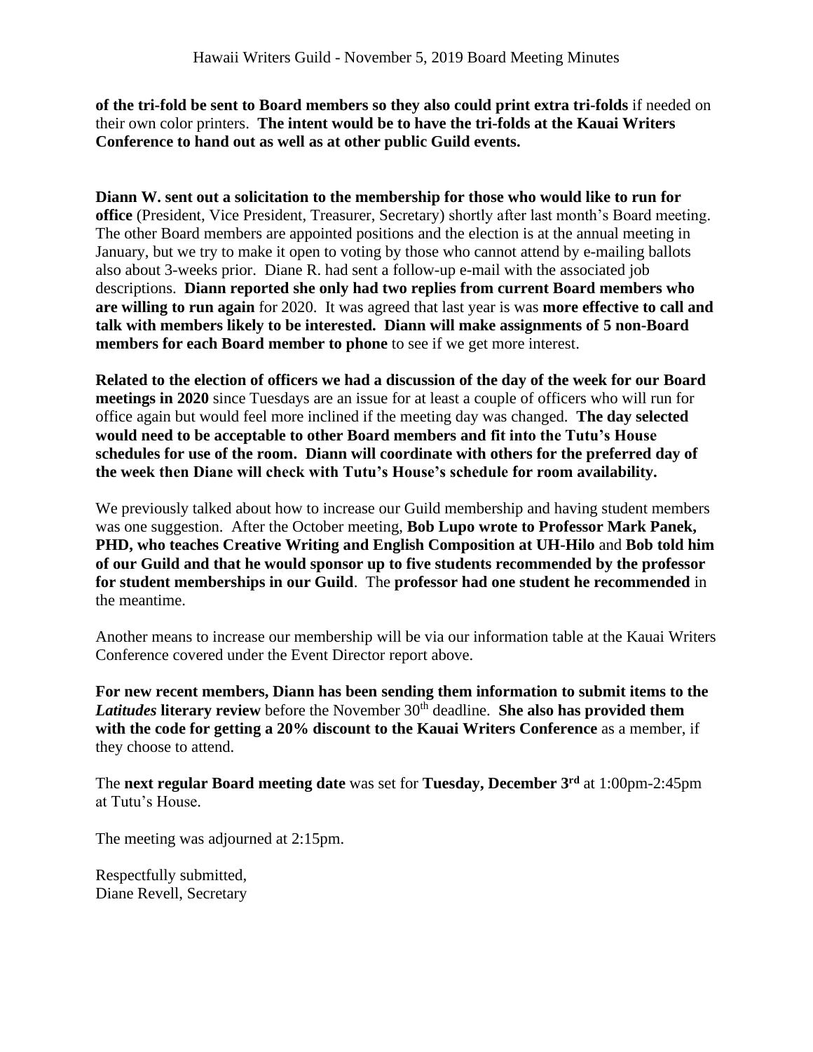**of the tri-fold be sent to Board members so they also could print extra tri-folds** if needed on their own color printers. **The intent would be to have the tri-folds at the Kauai Writers Conference to hand out as well as at other public Guild events.**

**Diann W. sent out a solicitation to the membership for those who would like to run for office** (President, Vice President, Treasurer, Secretary) shortly after last month's Board meeting. The other Board members are appointed positions and the election is at the annual meeting in January, but we try to make it open to voting by those who cannot attend by e-mailing ballots also about 3-weeks prior. Diane R. had sent a follow-up e-mail with the associated job descriptions. **Diann reported she only had two replies from current Board members who are willing to run again** for 2020. It was agreed that last year is was **more effective to call and talk with members likely to be interested. Diann will make assignments of 5 non-Board members for each Board member to phone** to see if we get more interest.

**Related to the election of officers we had a discussion of the day of the week for our Board meetings in 2020** since Tuesdays are an issue for at least a couple of officers who will run for office again but would feel more inclined if the meeting day was changed. **The day selected would need to be acceptable to other Board members and fit into the Tutu's House schedules for use of the room. Diann will coordinate with others for the preferred day of the week then Diane will check with Tutu's House's schedule for room availability.**

We previously talked about how to increase our Guild membership and having student members was one suggestion. After the October meeting, **Bob Lupo wrote to Professor Mark Panek, PHD, who teaches Creative Writing and English Composition at UH-Hilo** and **Bob told him of our Guild and that he would sponsor up to five students recommended by the professor for student memberships in our Guild**. The **professor had one student he recommended** in the meantime.

Another means to increase our membership will be via our information table at the Kauai Writers Conference covered under the Event Director report above.

**For new recent members, Diann has been sending them information to submit items to the *Latitudes* literary review** before the November 30th deadline. **She also has provided them with the code for getting a 20% discount to the Kauai Writers Conference** as a member, if they choose to attend.

The **next regular Board meeting date** was set for **Tuesday, December 3rd** at 1:00pm-2:45pm at Tutu's House.

The meeting was adjourned at 2:15pm.

Respectfully submitted,
Diane Revell, Secretary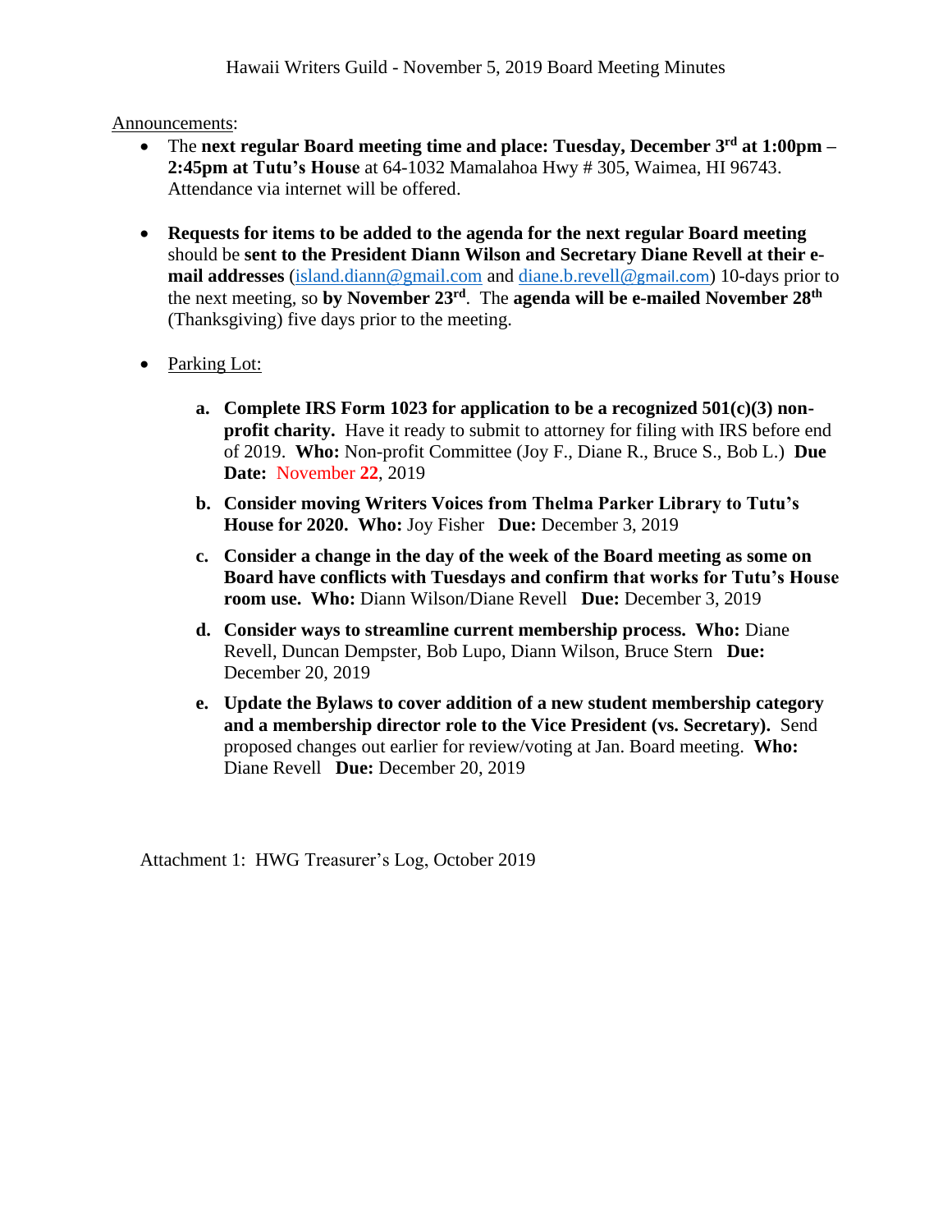Hawaii Writers Guild - November 5, 2019 Board Meeting Minutes

Announcements:

- The **next regular Board meeting time and place: Tuesday, December 3rd at 1:00pm – 2:45pm at Tutu's House** at 64-1032 Mamalahoa Hwy # 305, Waimea, HI 96743. Attendance via internet will be offered.

- **Requests for items to be added to the agenda for the next regular Board meeting** should be **sent to the President Diann Wilson and Secretary Diane Revell at their e-mail addresses** (island.diann@gmail.com and diane.b.revell@gmail.com) 10-days prior to the next meeting, so **by November 23rd**. The **agenda will be e-mailed November 28th** (Thanksgiving) five days prior to the meeting.

- Parking Lot:

  a. **Complete IRS Form 1023 for application to be a recognized 501(c)(3) non-profit charity.** Have it ready to submit to attorney for filing with IRS before end of 2019. **Who:** Non-profit Committee (Joy F., Diane R., Bruce S., Bob L.) **Due Date:** November **22**, 2019

  b. **Consider moving Writers Voices from Thelma Parker Library to Tutu's House for 2020. Who:** Joy Fisher **Due:** December 3, 2019

  c. **Consider a change in the day of the week of the Board meeting as some on Board have conflicts with Tuesdays and confirm that works for Tutu's House room use. Who:** Diann Wilson/Diane Revell **Due:** December 3, 2019

  d. **Consider ways to streamline current membership process. Who:** Diane Revell, Duncan Dempster, Bob Lupo, Diann Wilson, Bruce Stern **Due:** December 20, 2019

  e. **Update the Bylaws to cover addition of a new student membership category and a membership director role to the Vice President (vs. Secretary).** Send proposed changes out earlier for review/voting at Jan. Board meeting. **Who:** Diane Revell **Due:** December 20, 2019

Attachment 1: HWG Treasurer's Log, October 2019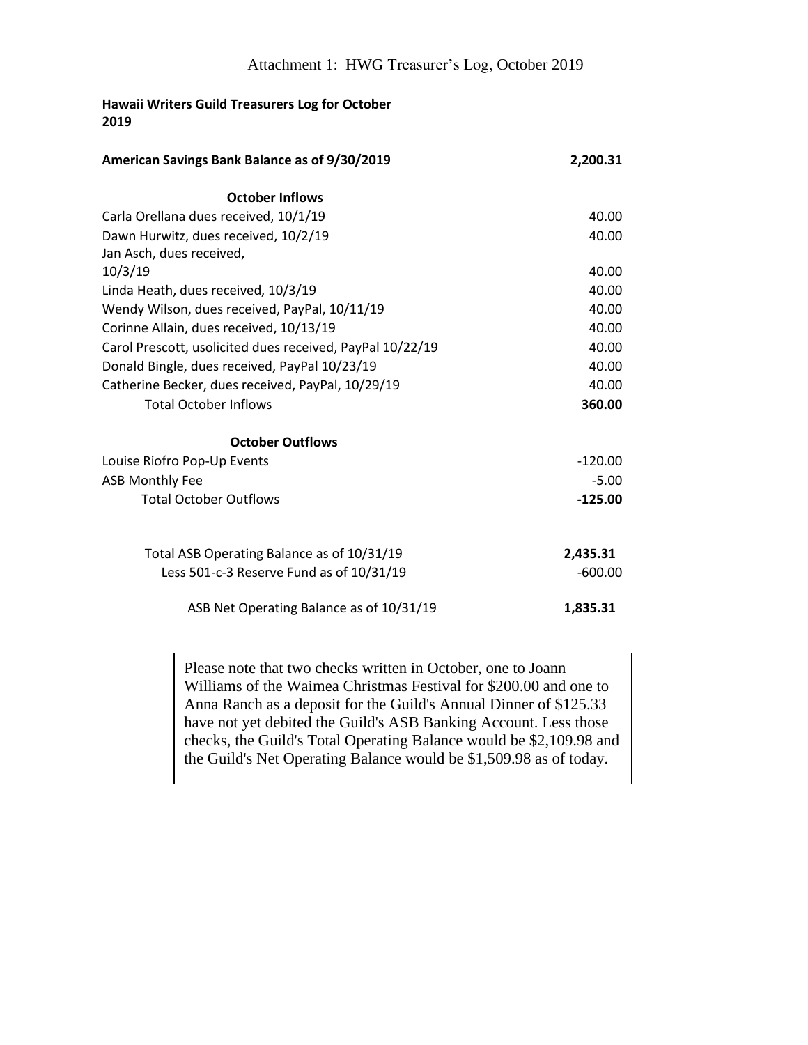Attachment 1: HWG Treasurer's Log, October 2019

**Hawaii Writers Guild Treasurers Log for October 2019**

| | |
|---|---|
| **American Savings Bank Balance as of 9/30/2019** | **2,200.31** |
| **October Inflows** | |
| Carla Orellana dues received, 10/1/19 | 40.00 |
| Dawn Hurwitz, dues received, 10/2/19 | 40.00 |
| Jan Asch, dues received, 10/3/19 | 40.00 |
| Linda Heath, dues received, 10/3/19 | 40.00 |
| Wendy Wilson, dues received, PayPal, 10/11/19 | 40.00 |
| Corinne Allain, dues received, 10/13/19 | 40.00 |
| Carol Prescott, usolicited dues received, PayPal 10/22/19 | 40.00 |
| Donald Bingle, dues received, PayPal 10/23/19 | 40.00 |
| Catherine Becker, dues received, PayPal, 10/29/19 | 40.00 |
| Total October Inflows | **360.00** |
| **October Outflows** | |
| Louise Riofro Pop-Up Events | -120.00 |
| ASB Monthly Fee | -5.00 |
| Total October Outflows | **-125.00** |
| Total ASB Operating Balance as of 10/31/19 | **2,435.31** |
| Less 501-c-3 Reserve Fund as of 10/31/19 | -600.00 |
| ASB Net Operating Balance as of 10/31/19 | **1,835.31** |

Please note that two checks written in October, one to Joann Williams of the Waimea Christmas Festival for $200.00 and one to Anna Ranch as a deposit for the Guild's Annual Dinner of $125.33 have not yet debited the Guild's ASB Banking Account. Less those checks, the Guild's Total Operating Balance would be $2,109.98 and the Guild's Net Operating Balance would be $1,509.98 as of today.